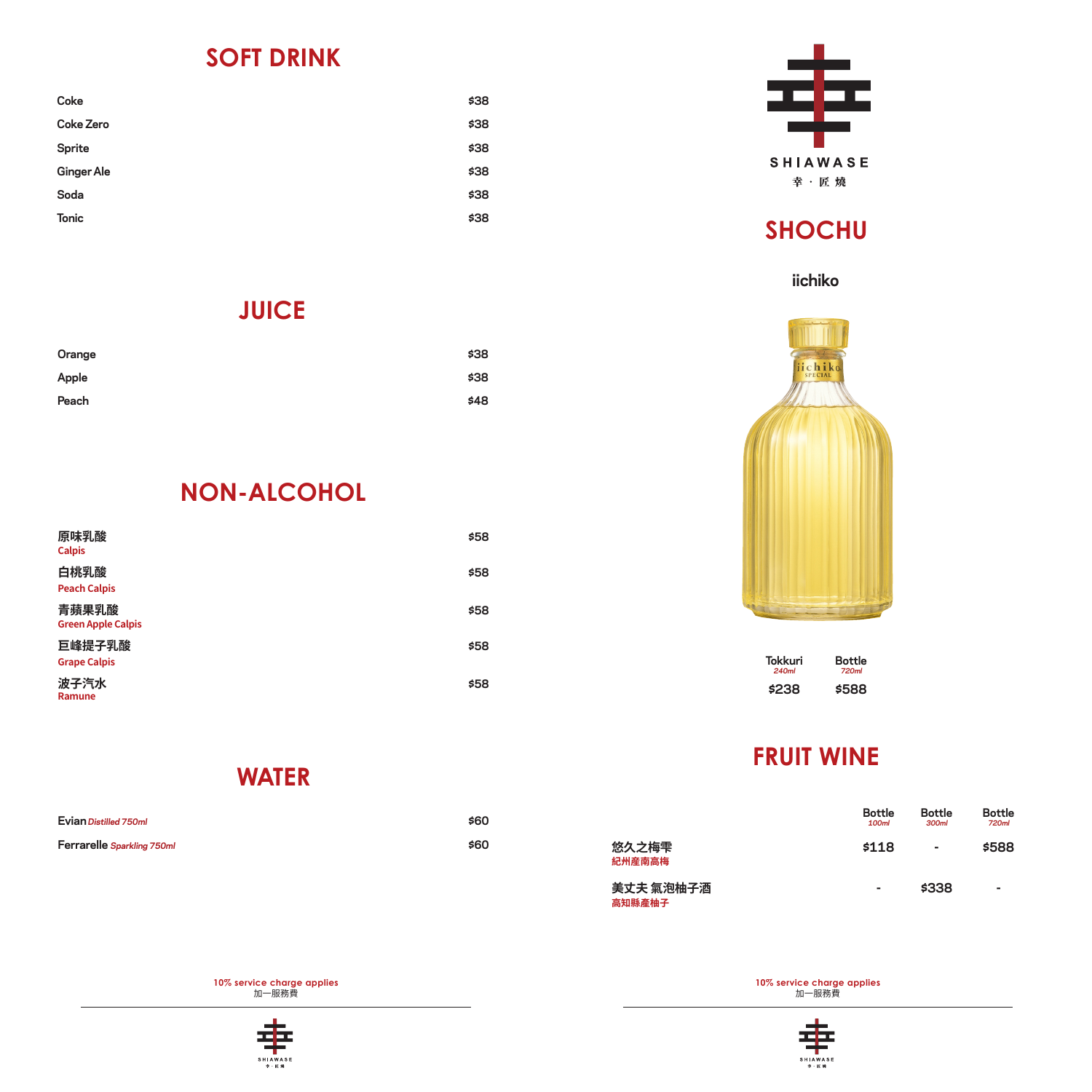## SOFT DRINK

| Item | Price |
| --- | --- |
| Coke | $38 |
| Coke Zero | $38 |
| Sprite | $38 |
| Ginger Ale | $38 |
| Soda | $38 |
| Tonic | $38 |

## JUICE

| Item | Price |
| --- | --- |
| Orange | $38 |
| Apple | $38 |
| Peach | $48 |

## NON-ALCOHOL

| Item | Price |
| --- | --- |
| 原味乳酸 Calpis | $58 |
| 白桃乳酸 Peach Calpis | $58 |
| 青蘋果乳酸 Green Apple Calpis | $58 |
| 巨峰提子乳酸 Grape Calpis | $58 |
| 波子汽水 Ramune | $58 |

## WATER

| Item | Price |
| --- | --- |
| Evian *Distilled 750ml* | $60 |
| Ferrarelle *Sparkling 750ml* | $60 |

10% service charge applies
加一服務費

SHIAWASE
幸・匠燒

## SHOCHU

### iichiko

| Tokkuri *240ml* | Bottle *720ml* |
| --- | --- |
| $238 | $588 |

## FRUIT WINE

| | Bottle *100ml* | Bottle *300ml* | Bottle *720ml* |
| --- | --- | --- | --- |
| 悠久之梅雫 紀州產南高梅 | $118 | - | $588 |
| 美丈夫 氣泡柚子酒 高知縣產柚子 | - | $338 | - |

10% service charge applies
加一服務費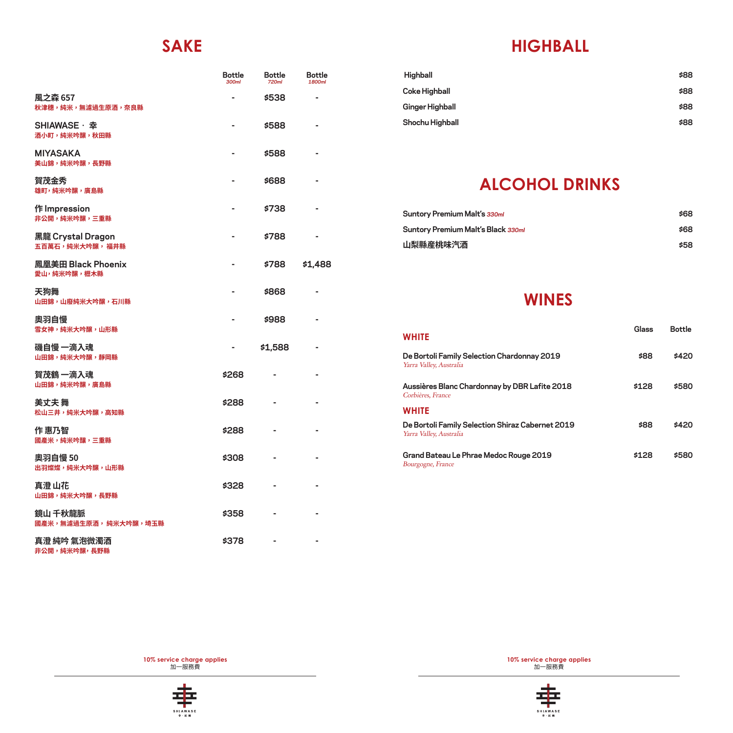## SAKE

| | Bottle 300ml | Bottle 720ml | Bottle 1800ml |
|---|---|---|---|
| **風之森 657**<br>秋津穗，純米，無濾過生原酒，奈良縣 | - | $538 | - |
| **SHIAWASE · 幸**<br>酒小町，純米吟釀，秋田縣 | - | $588 | - |
| **MIYASAKA**<br>美山錦，純米吟釀，長野縣 | - | $588 | - |
| **賀茂金秀**<br>雄町，純米吟釀，廣島縣 | - | $688 | - |
| **作 Impression**<br>非公開，純米吟釀，三重縣 | - | $738 | - |
| **黑龍 Crystal Dragon**<br>五百萬石，純米大吟釀， 福井縣 | - | $788 | - |
| **鳳凰美田 Black Phoenix**<br>愛山，純米吟釀，櫪木縣 | - | $788 | $1,488 |
| **天狗舞**<br>山田錦，山廢純米大吟釀，石川縣 | - | $868 | - |
| **奧羽自慢**<br>雪女神，純米大吟釀，山形縣 | - | $988 | - |
| **磯自慢 一滴入魂**<br>山田錦，純米大吟釀，靜岡縣 | - | $1,588 | - |
| **賀茂鶴 一滴入魂**<br>山田錦，純米吟釀，廣島縣 | $268 | - | - |
| **美丈夫 舞**<br>松山三井，純米大吟釀，高知縣 | $288 | - | - |
| **作 惠乃智**<br>國產米，純米吟釀，三重縣 | $288 | - | - |
| **奧羽自慢 50**<br>出羽燦燦，純米大吟釀，山形縣 | $308 | - | - |
| **真澄 山花**<br>山田錦，純米大吟釀，長野縣 | $328 | - | - |
| **鏡山 千秋龍脈**<br>國產米，無濾過生原酒， 純米大吟釀，埼玉縣 | $358 | - | - |
| **真澄 純吟 氣泡微濁酒**<br>非公開，純米吟釀，長野縣 | $378 | - | - |

10% service charge applies
加一服務費

## HIGHBALL

| | |
|---|---|
| Highball | $88 |
| Coke Highball | $88 |
| Ginger Highball | $88 |
| Shochu Highball | $88 |

## ALCOHOL DRINKS

| | |
|---|---|
| Suntory Premium Malt's *330ml* | $68 |
| Suntory Premium Malt's Black *330ml* | $68 |
| 山梨縣產桃味汽酒 | $58 |

## WINES

| | Glass | Bottle |
|---|---|---|
| **WHITE** | | |
| **De Bortoli Family Selection Chardonnay 2019**<br>*Yarra Valley, Australia* | $88 | $420 |
| **Aussières Blanc Chardonnay by DBR Lafite 2018**<br>*Corbières, France* | $128 | $580 |
| **WHITE** | | |
| **De Bortoli Family Selection Shiraz Cabernet 2019**<br>*Yarra Valley, Australia* | $88 | $420 |
| **Grand Bateau Le Phrae Medoc Rouge 2019**<br>*Bourgogne, France* | $128 | $580 |

10% service charge applies
加一服務費